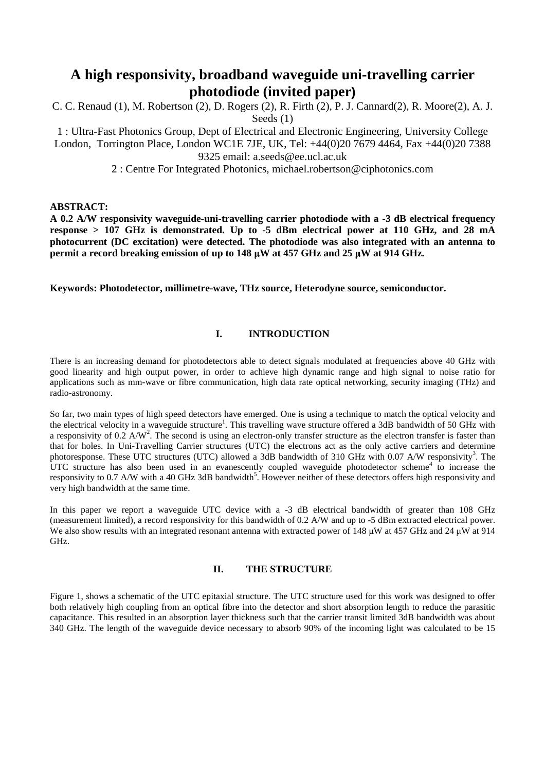# A high responsivity, broadband waveguide uni-travelling carrier photodiode (invited paper)

C. C. Renaud (1), M. Robertson (2), D. Rogers (2), R. Firth (2), P. J. Cannard(2), R. Moore(2), A. J. Seeds (1)

1 : Ultra-Fast Photonics Group, Dept of Electrical and Electronic Engineering, University College London, Torrington Place, London WC1E 7JE, UK, Tel: +44(0)20 7679 4464, Fax +44(0)20 7388 9325 email: a.seeds@ee.ucl.ac.uk

2 : Centre For Integrated Photonics, michael.robertson@ciphotonics.com

**ABSTRACT:**

**A 0.2 A/W responsivity waveguide-uni-travelling carrier photodiode with a -3 dB electrical frequency response > 107 GHz is demonstrated. Up to -5 dBm electrical power at 110 GHz, and 28 mA photocurrent (DC excitation) were detected. The photodiode was also integrated with an antenna to permit a record breaking emission of up to 148 µW at 457 GHz and 25 µW at 914 GHz.**

**Keywords: Photodetector, millimetre-wave, THz source, Heterodyne source, semiconductor.**

## I. INTRODUCTION

There is an increasing demand for photodetectors able to detect signals modulated at frequencies above 40 GHz with good linearity and high output power, in order to achieve high dynamic range and high signal to noise ratio for applications such as mm-wave or fibre communication, high data rate optical networking, security imaging (THz) and radio-astronomy.

So far, two main types of high speed detectors have emerged. One is using a technique to match the optical velocity and the electrical velocity in a waveguide structure[1]. This travelling wave structure offered a 3dB bandwidth of 50 GHz with a responsivity of 0.2 A/W[2]. The second is using an electron-only transfer structure as the electron transfer is faster than that for holes. In Uni-Travelling Carrier structures (UTC) the electrons act as the only active carriers and determine photoresponse. These UTC structures (UTC) allowed a 3dB bandwidth of 310 GHz with 0.07 A/W responsivity[3]. The UTC structure has also been used in an evanescently coupled waveguide photodetector scheme[4] to increase the responsivity to 0.7 A/W with a 40 GHz 3dB bandwidth[5]. However neither of these detectors offers high responsivity and very high bandwidth at the same time.

In this paper we report a waveguide UTC device with a -3 dB electrical bandwidth of greater than 108 GHz (measurement limited), a record responsivity for this bandwidth of 0.2 A/W and up to -5 dBm extracted electrical power. We also show results with an integrated resonant antenna with extracted power of 148 µW at 457 GHz and 24 µW at 914 GHz.

## II. THE STRUCTURE

Figure 1, shows a schematic of the UTC epitaxial structure. The UTC structure used for this work was designed to offer both relatively high coupling from an optical fibre into the detector and short absorption length to reduce the parasitic capacitance. This resulted in an absorption layer thickness such that the carrier transit limited 3dB bandwidth was about 340 GHz. The length of the waveguide device necessary to absorb 90% of the incoming light was calculated to be 15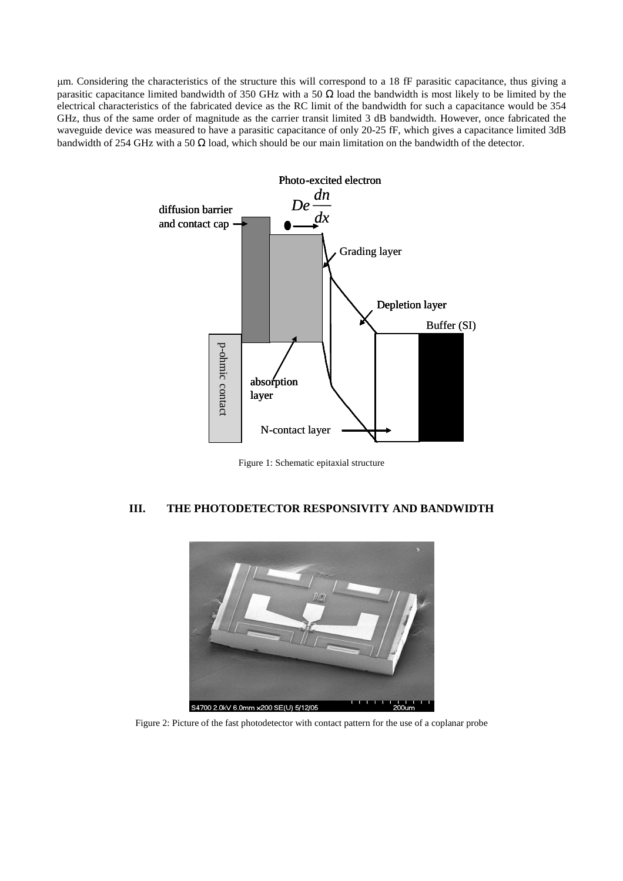μm. Considering the characteristics of the structure this will correspond to a 18 fF parasitic capacitance, thus giving a parasitic capacitance limited bandwidth of 350 GHz with a 50 Ω load the bandwidth is most likely to be limited by the electrical characteristics of the fabricated device as the RC limit of the bandwidth for such a capacitance would be 354 GHz, thus of the same order of magnitude as the carrier transit limited 3 dB bandwidth. However, once fabricated the waveguide device was measured to have a parasitic capacitance of only 20-25 fF, which gives a capacitance limited 3dB bandwidth of 254 GHz with a 50 Ω load, which should be our main limitation on the bandwidth of the detector.

Figure 1: Schematic epitaxial structure

## III. THE PHOTODETECTOR RESPONSIVITY AND BANDWIDTH

Figure 2: Picture of the fast photodetector with contact pattern for the use of a coplanar probe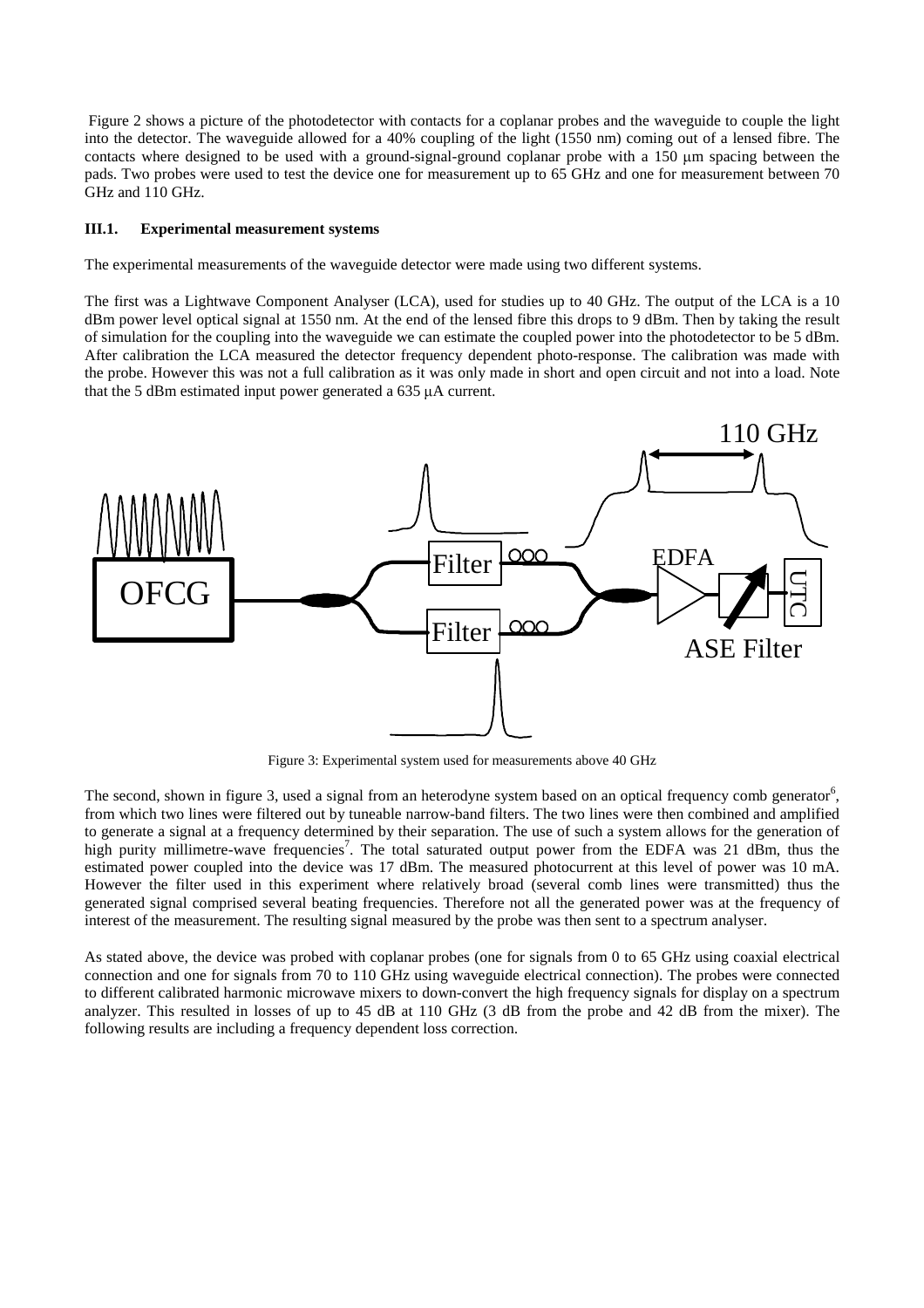Figure 2 shows a picture of the photodetector with contacts for a coplanar probes and the waveguide to couple the light into the detector. The waveguide allowed for a 40% coupling of the light (1550 nm) coming out of a lensed fibre. The contacts where designed to be used with a ground-signal-ground coplanar probe with a 150 μm spacing between the pads. Two probes were used to test the device one for measurement up to 65 GHz and one for measurement between 70 GHz and 110 GHz.

### III.1. Experimental measurement systems

The experimental measurements of the waveguide detector were made using two different systems.

The first was a Lightwave Component Analyser (LCA), used for studies up to 40 GHz. The output of the LCA is a 10 dBm power level optical signal at 1550 nm. At the end of the lensed fibre this drops to 9 dBm. Then by taking the result of simulation for the coupling into the waveguide we can estimate the coupled power into the photodetector to be 5 dBm. After calibration the LCA measured the detector frequency dependent photo-response. The calibration was made with the probe. However this was not a full calibration as it was only made in short and open circuit and not into a load. Note that the 5 dBm estimated input power generated a 635 μA current.

Figure 3: Experimental system used for measurements above 40 GHz

The second, shown in figure 3, used a signal from an heterodyne system based on an optical frequency comb generator[6], from which two lines were filtered out by tuneable narrow-band filters. The two lines were then combined and amplified to generate a signal at a frequency determined by their separation. The use of such a system allows for the generation of high purity millimetre-wave frequencies[7]. The total saturated output power from the EDFA was 21 dBm, thus the estimated power coupled into the device was 17 dBm. The measured photocurrent at this level of power was 10 mA. However the filter used in this experiment where relatively broad (several comb lines were transmitted) thus the generated signal comprised several beating frequencies. Therefore not all the generated power was at the frequency of interest of the measurement. The resulting signal measured by the probe was then sent to a spectrum analyser.

As stated above, the device was probed with coplanar probes (one for signals from 0 to 65 GHz using coaxial electrical connection and one for signals from 70 to 110 GHz using waveguide electrical connection). The probes were connected to different calibrated harmonic microwave mixers to down-convert the high frequency signals for display on a spectrum analyzer. This resulted in losses of up to 45 dB at 110 GHz (3 dB from the probe and 42 dB from the mixer). The following results are including a frequency dependent loss correction.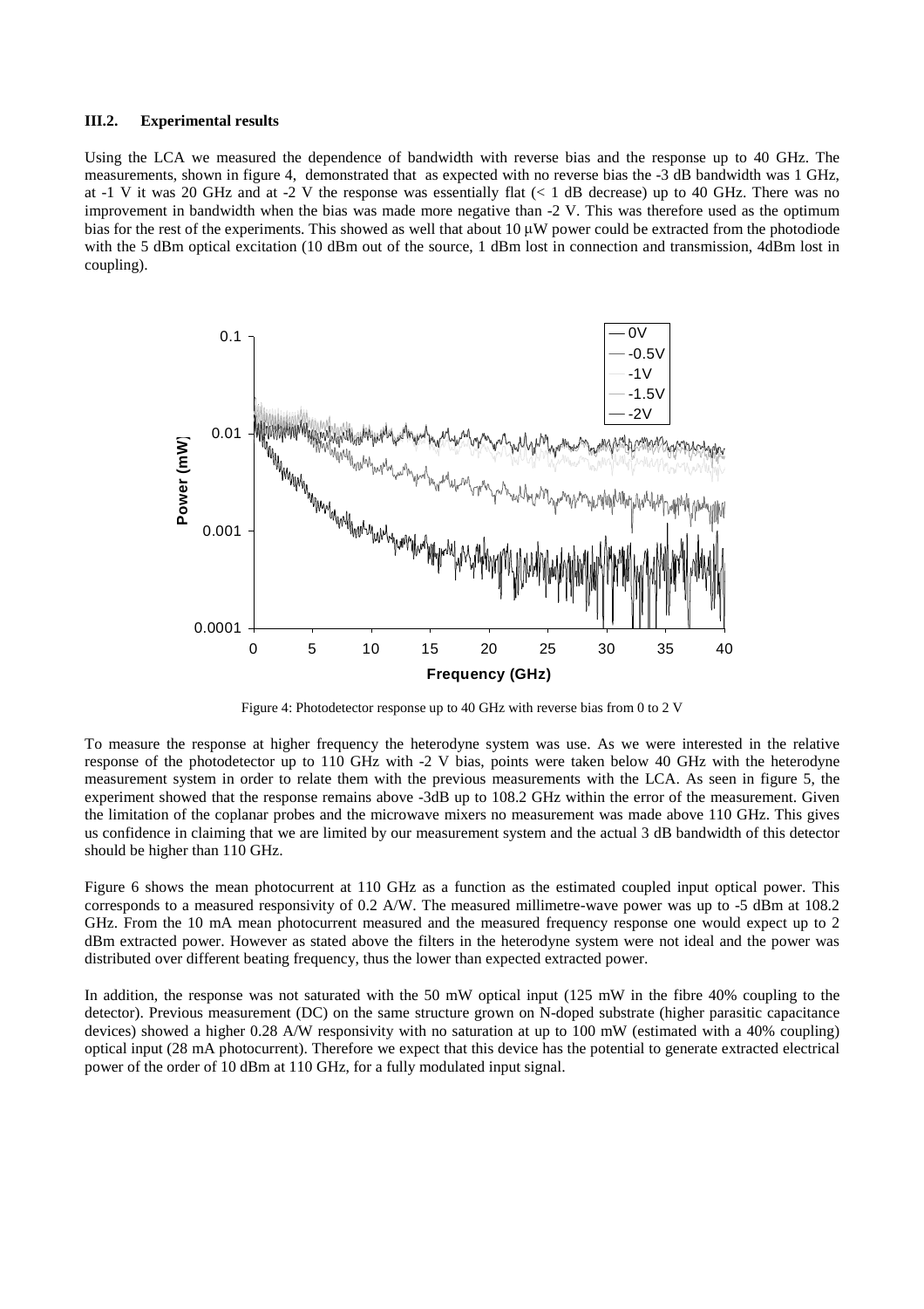### III.2. Experimental results

Using the LCA we measured the dependence of bandwidth with reverse bias and the response up to 40 GHz. The measurements, shown in figure 4, demonstrated that as expected with no reverse bias the -3 dB bandwidth was 1 GHz, at -1 V it was 20 GHz and at -2 V the response was essentially flat (< 1 dB decrease) up to 40 GHz. There was no improvement in bandwidth when the bias was made more negative than -2 V. This was therefore used as the optimum bias for the rest of the experiments. This showed as well that about 10 μW power could be extracted from the photodiode with the 5 dBm optical excitation (10 dBm out of the source, 1 dBm lost in connection and transmission, 4dBm lost in coupling).

Figure 4: Photodetector response up to 40 GHz with reverse bias from 0 to 2 V

To measure the response at higher frequency the heterodyne system was use. As we were interested in the relative response of the photodetector up to 110 GHz with -2 V bias, points were taken below 40 GHz with the heterodyne measurement system in order to relate them with the previous measurements with the LCA. As seen in figure 5, the experiment showed that the response remains above -3dB up to 108.2 GHz within the error of the measurement. Given the limitation of the coplanar probes and the microwave mixers no measurement was made above 110 GHz. This gives us confidence in claiming that we are limited by our measurement system and the actual 3 dB bandwidth of this detector should be higher than 110 GHz.

Figure 6 shows the mean photocurrent at 110 GHz as a function as the estimated coupled input optical power. This corresponds to a measured responsivity of 0.2 A/W. The measured millimetre-wave power was up to -5 dBm at 108.2 GHz. From the 10 mA mean photocurrent measured and the measured frequency response one would expect up to 2 dBm extracted power. However as stated above the filters in the heterodyne system were not ideal and the power was distributed over different beating frequency, thus the lower than expected extracted power.

In addition, the response was not saturated with the 50 mW optical input (125 mW in the fibre 40% coupling to the detector). Previous measurement (DC) on the same structure grown on N-doped substrate (higher parasitic capacitance devices) showed a higher 0.28 A/W responsivity with no saturation at up to 100 mW (estimated with a 40% coupling) optical input (28 mA photocurrent). Therefore we expect that this device has the potential to generate extracted electrical power of the order of 10 dBm at 110 GHz, for a fully modulated input signal.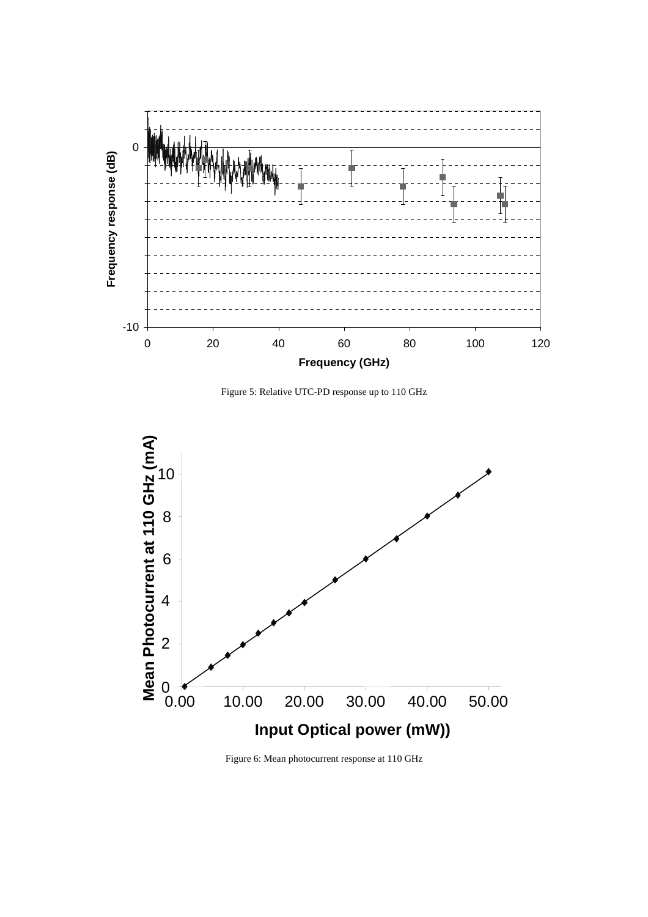Figure 5: Relative UTC-PD response up to 110 GHz

Figure 6: Mean photocurrent response at 110 GHz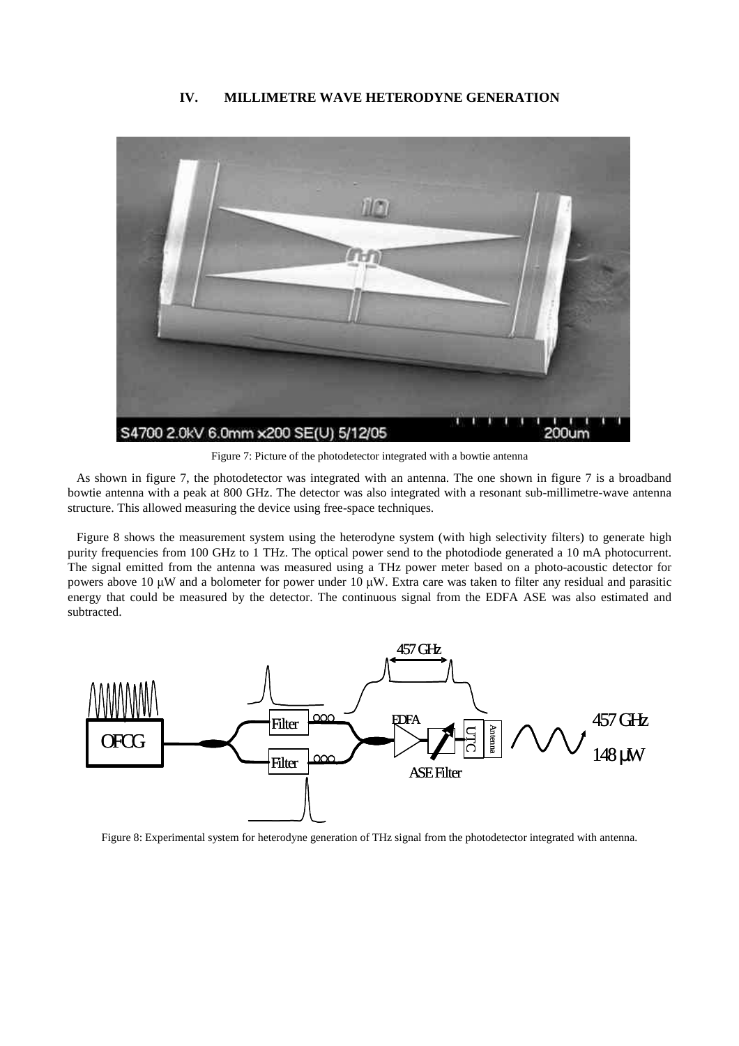## IV. MILLIMETRE WAVE HETERODYNE GENERATION

Figure 7: Picture of the photodetector integrated with a bowtie antenna

As shown in figure 7, the photodetector was integrated with an antenna. The one shown in figure 7 is a broadband bowtie antenna with a peak at 800 GHz. The detector was also integrated with a resonant sub-millimetre-wave antenna structure. This allowed measuring the device using free-space techniques.

Figure 8 shows the measurement system using the heterodyne system (with high selectivity filters) to generate high purity frequencies from 100 GHz to 1 THz. The optical power send to the photodiode generated a 10 mA photocurrent. The signal emitted from the antenna was measured using a THz power meter based on a photo-acoustic detector for powers above 10 μW and a bolometer for power under 10 μW. Extra care was taken to filter any residual and parasitic energy that could be measured by the detector. The continuous signal from the EDFA ASE was also estimated and subtracted.

Figure 8: Experimental system for heterodyne generation of THz signal from the photodetector integrated with antenna.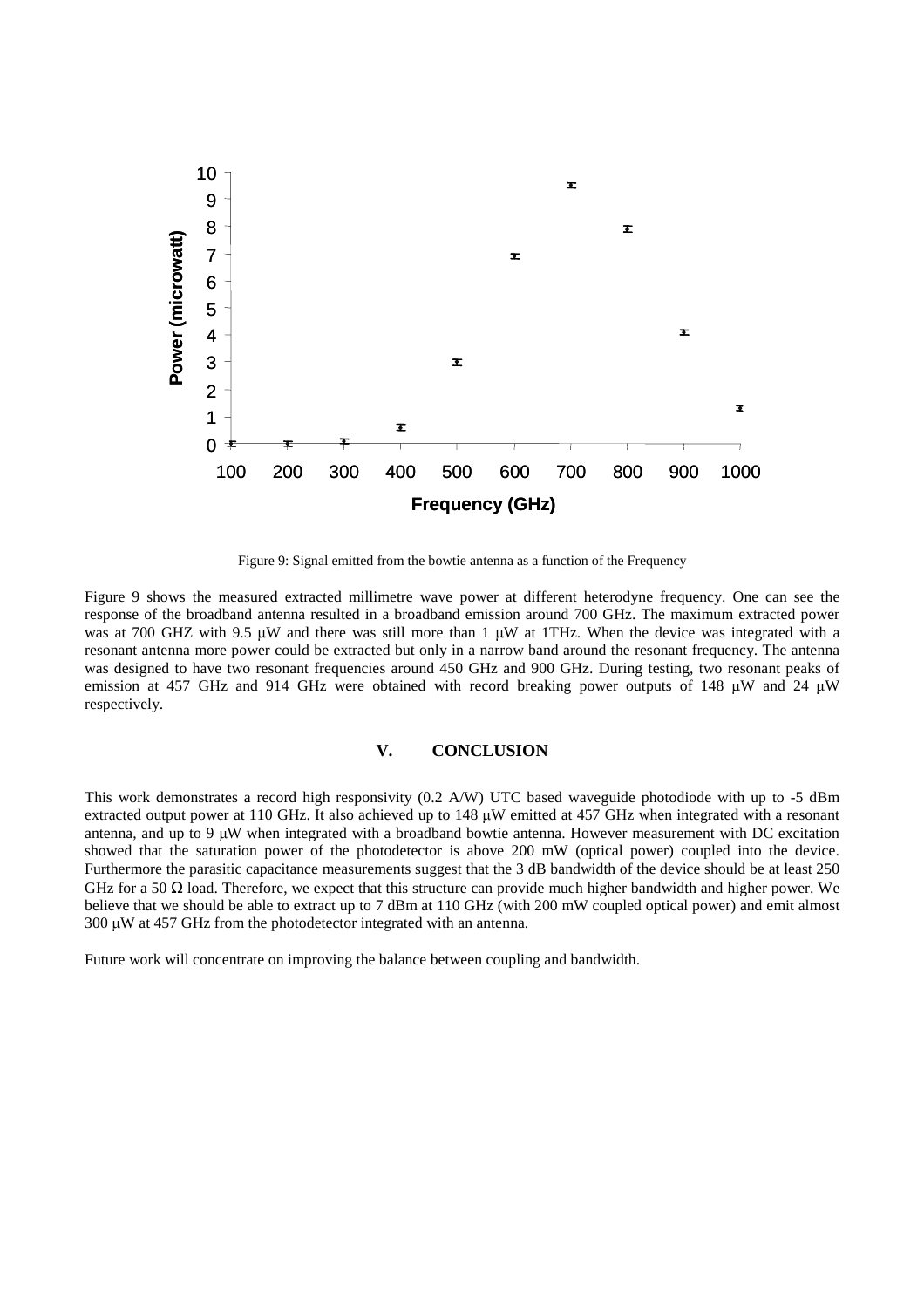Figure 9: Signal emitted from the bowtie antenna as a function of the Frequency

Figure 9 shows the measured extracted millimetre wave power at different heterodyne frequency. One can see the response of the broadband antenna resulted in a broadband emission around 700 GHz. The maximum extracted power was at 700 GHZ with 9.5 μW and there was still more than 1 μW at 1THz. When the device was integrated with a resonant antenna more power could be extracted but only in a narrow band around the resonant frequency. The antenna was designed to have two resonant frequencies around 450 GHz and 900 GHz. During testing, two resonant peaks of emission at 457 GHz and 914 GHz were obtained with record breaking power outputs of 148 μW and 24 μW respectively.

## V. CONCLUSION

This work demonstrates a record high responsivity (0.2 A/W) UTC based waveguide photodiode with up to -5 dBm extracted output power at 110 GHz. It also achieved up to 148 μW emitted at 457 GHz when integrated with a resonant antenna, and up to 9 μW when integrated with a broadband bowtie antenna. However measurement with DC excitation showed that the saturation power of the photodetector is above 200 mW (optical power) coupled into the device. Furthermore the parasitic capacitance measurements suggest that the 3 dB bandwidth of the device should be at least 250 GHz for a 50 Ω load. Therefore, we expect that this structure can provide much higher bandwidth and higher power. We believe that we should be able to extract up to 7 dBm at 110 GHz (with 200 mW coupled optical power) and emit almost 300 μW at 457 GHz from the photodetector integrated with an antenna.

Future work will concentrate on improving the balance between coupling and bandwidth.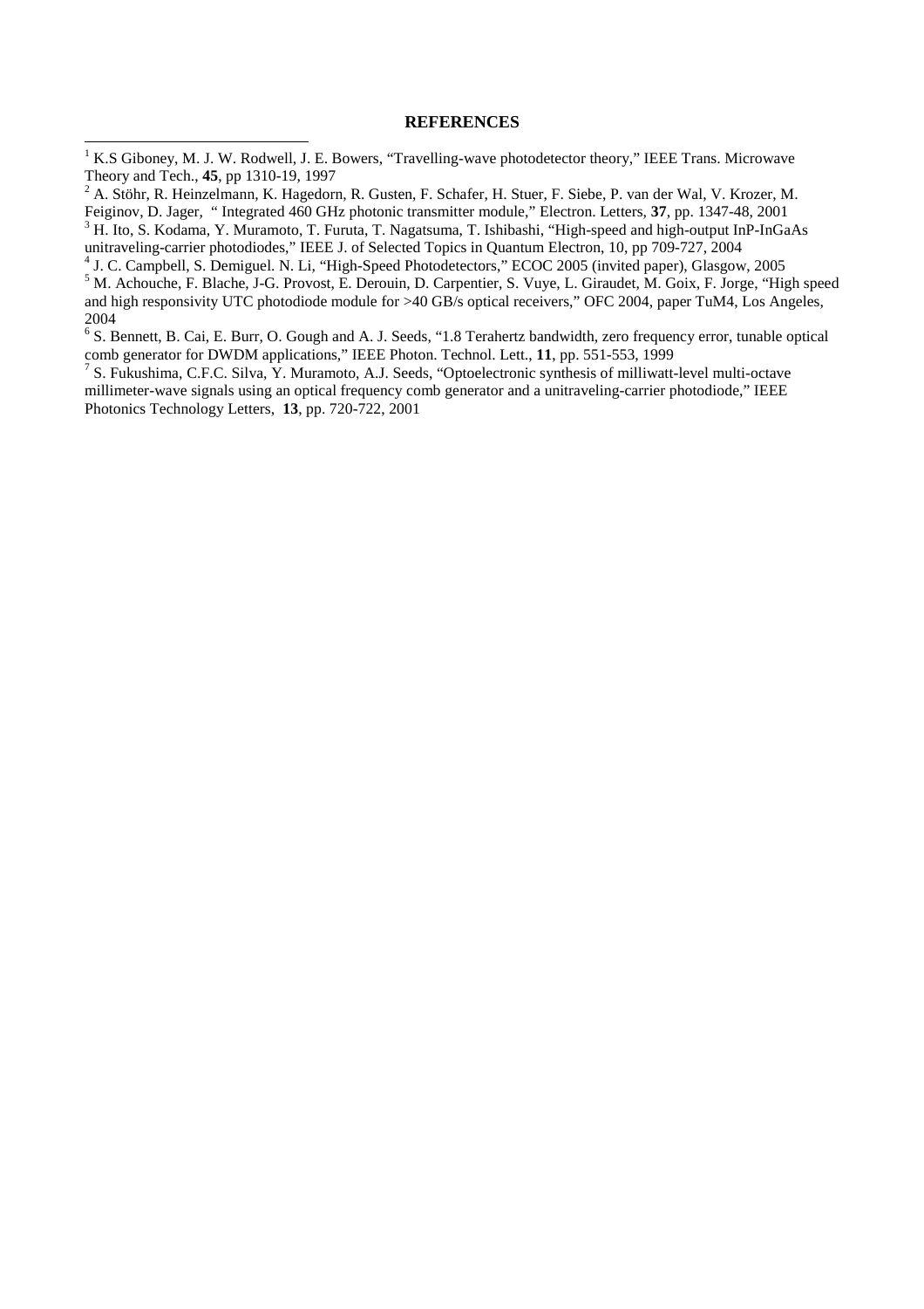**REFERENCES**

[1] K.S Giboney, M. J. W. Rodwell, J. E. Bowers, "Travelling-wave photodetector theory," IEEE Trans. Microwave Theory and Tech., **45**, pp 1310-19, 1997

[2] A. Stöhr, R. Heinzelmann, K. Hagedorn, R. Gusten, F. Schafer, H. Stuer, F. Siebe, P. van der Wal, V. Krozer, M. Feiginov, D. Jager, " Integrated 460 GHz photonic transmitter module," Electron. Letters, **37**, pp. 1347-48, 2001

[3] H. Ito, S. Kodama, Y. Muramoto, T. Furuta, T. Nagatsuma, T. Ishibashi, "High-speed and high-output InP-InGaAs unitraveling-carrier photodiodes," IEEE J. of Selected Topics in Quantum Electron, 10, pp 709-727, 2004

[4] J. C. Campbell, S. Demiguel. N. Li, "High-Speed Photodetectors," ECOC 2005 (invited paper), Glasgow, 2005

[5] M. Achouche, F. Blache, J-G. Provost, E. Derouin, D. Carpentier, S. Vuye, L. Giraudet, M. Goix, F. Jorge, "High speed and high responsivity UTC photodiode module for >40 GB/s optical receivers," OFC 2004, paper TuM4, Los Angeles, 2004

[6] S. Bennett, B. Cai, E. Burr, O. Gough and A. J. Seeds, "1.8 Terahertz bandwidth, zero frequency error, tunable optical comb generator for DWDM applications," IEEE Photon. Technol. Lett., **11**, pp. 551-553, 1999

[7] S. Fukushima, C.F.C. Silva, Y. Muramoto, A.J. Seeds, "Optoelectronic synthesis of milliwatt-level multi-octave millimeter-wave signals using an optical frequency comb generator and a unitraveling-carrier photodiode," IEEE Photonics Technology Letters, **13**, pp. 720-722, 2001